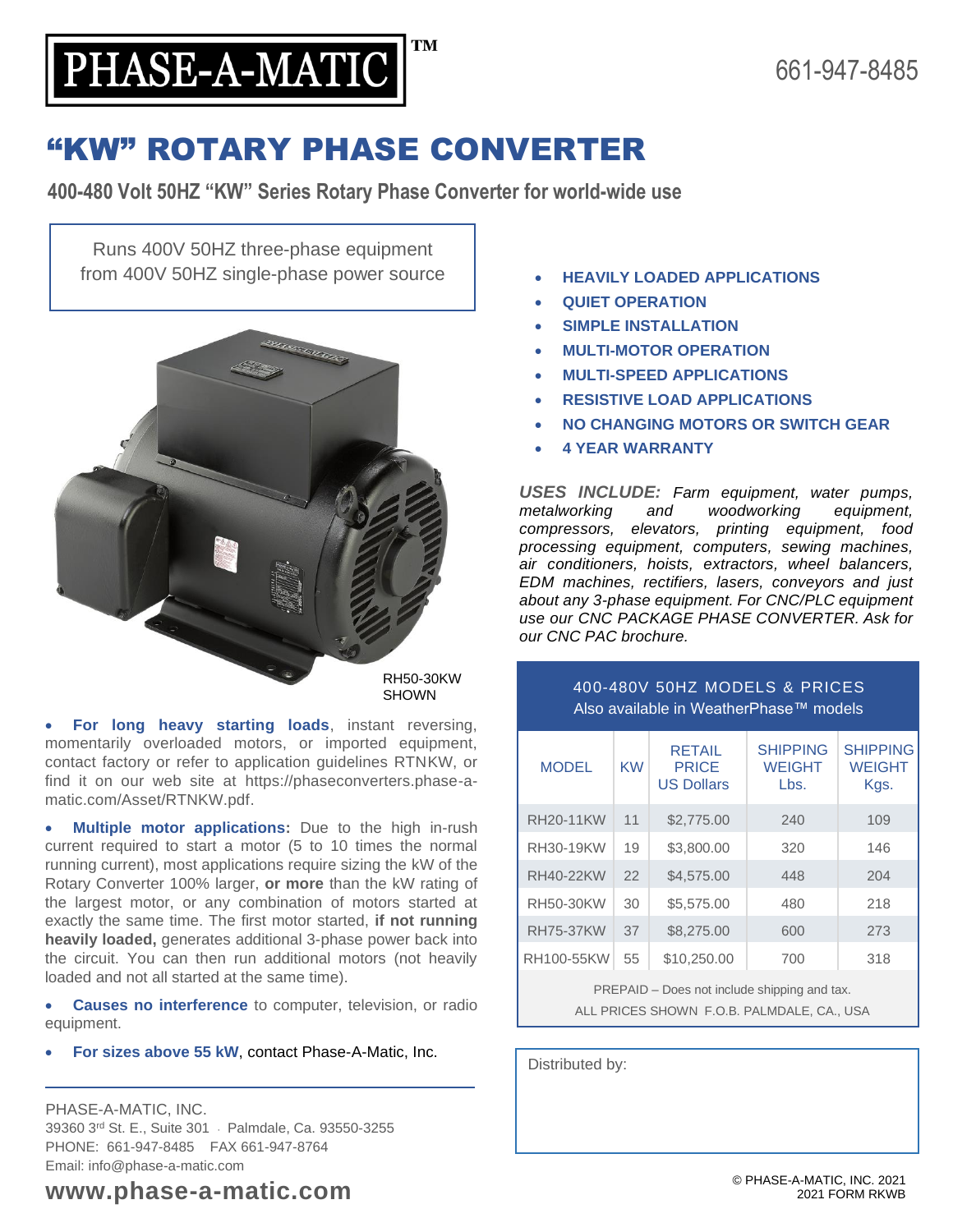PHASE-A-MATIC™

661-947-8485

# "KW" ROTARY PHASE CONVERTER

**400-480 Volt 50HZ "KW" Series Rotary Phase Converter for world-wide use**

Runs 400V 50HZ three-phase equipment from 400V 50HZ single-phase power source

RH50-30KW SHOWN

- **For long heavy starting loads**, instant reversing, momentarily overloaded motors, or imported equipment, contact factory or refer to application guidelines RTNKW, or find it on our web site at https://phaseconverters.phase-a-matic.com/Asset/RTNKW.pdf.
- **Multiple motor applications:** Due to the high in-rush current required to start a motor (5 to 10 times the normal running current), most applications require sizing the kW of the Rotary Converter 100% larger, **or more** than the kW rating of the largest motor, or any combination of motors started at exactly the same time. The first motor started, **if not running heavily loaded,** generates additional 3-phase power back into the circuit. You can then run additional motors (not heavily loaded and not all started at the same time).
- **Causes no interference** to computer, television, or radio equipment.
- **For sizes above 55 kW**, contact Phase-A-Matic, Inc.

PHASE-A-MATIC, INC.
39360 3rd St. E., Suite 301 · Palmdale, Ca. 93550-3255
PHONE: 661-947-8485 FAX 661-947-8764
Email: info@phase-a-matic.com

**www.phase-a-matic.com**

- **HEAVILY LOADED APPLICATIONS**
- **QUIET OPERATION**
- **SIMPLE INSTALLATION**
- **MULTI-MOTOR OPERATION**
- **MULTI-SPEED APPLICATIONS**
- **RESISTIVE LOAD APPLICATIONS**
- **NO CHANGING MOTORS OR SWITCH GEAR**
- **4 YEAR WARRANTY**

***USES INCLUDE:*** *Farm equipment, water pumps, metalworking and woodworking equipment, compressors, elevators, printing equipment, food processing equipment, computers, sewing machines, air conditioners, hoists, extractors, wheel balancers, EDM machines, rectifiers, lasers, conveyors and just about any 3-phase equipment. For CNC/PLC equipment use our CNC PACKAGE PHASE CONVERTER. Ask for our CNC PAC brochure.*

**400-480V 50HZ MODELS & PRICES**
Also available in WeatherPhase™ models

| MODEL | KW | RETAIL PRICE US Dollars | SHIPPING WEIGHT Lbs. | SHIPPING WEIGHT Kgs. |
|---|---|---|---|---|
| RH20-11KW | 11 | $2,775.00 | 240 | 109 |
| RH30-19KW | 19 | $3,800.00 | 320 | 146 |
| RH40-22KW | 22 | $4,575.00 | 448 | 204 |
| RH50-30KW | 30 | $5,575.00 | 480 | 218 |
| RH75-37KW | 37 | $8,275.00 | 600 | 273 |
| RH100-55KW | 55 | $10,250.00 | 700 | 318 |

PREPAID – Does not include shipping and tax.
ALL PRICES SHOWN F.O.B. PALMDALE, CA., USA

Distributed by:

© PHASE-A-MATIC, INC. 2021
2021 FORM RKWB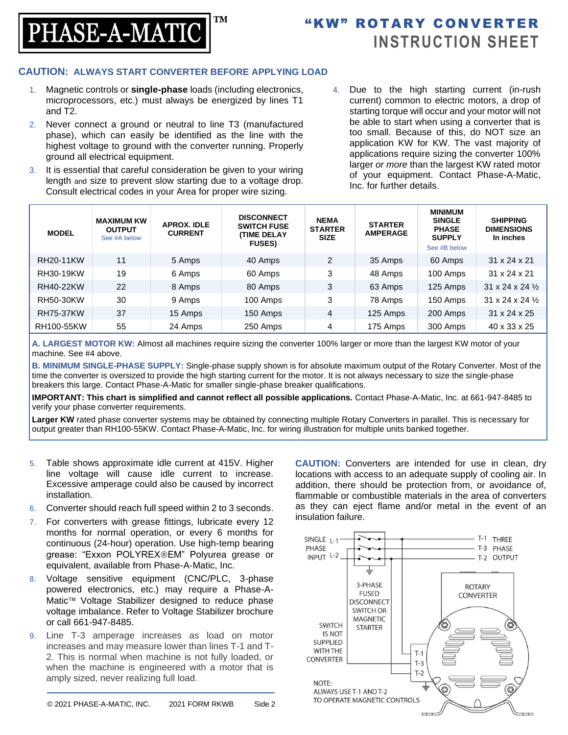# PHASE-A-MATIC™

# "KW" ROTARY CONVERTER INSTRUCTION SHEET

## CAUTION: ALWAYS START CONVERTER BEFORE APPLYING LOAD

1. Magnetic controls or **single-phase** loads (including electronics, microprocessors, etc.) must always be energized by lines T1 and T2.
2. Never connect a ground or neutral to line T3 (manufactured phase), which can easily be identified as the line with the highest voltage to ground with the converter running. Properly ground all electrical equipment.
3. It is essential that careful consideration be given to your wiring length and size to prevent slow starting due to a voltage drop. Consult electrical codes in your Area for proper wire sizing.
4. Due to the high starting current (in-rush current) common to electric motors, a drop of starting torque will occur and your motor will not be able to start when using a converter that is too small. Because of this, do NOT size an application KW for KW. The vast majority of applications require sizing the converter 100% larger *or more* than the largest KW rated motor of your equipment. Contact Phase-A-Matic, Inc. for further details.

| MODEL | MAXIMUM KW OUTPUT See #A below | APROX. IDLE CURRENT | DISCONNECT SWITCH FUSE (TIME DELAY FUSES) | NEMA STARTER SIZE | STARTER AMPERAGE | MINIMUM SINGLE PHASE SUPPLY See #B below | SHIPPING DIMENSIONS In inches |
|---|---|---|---|---|---|---|---|
| RH20-11KW | 11 | 5 Amps | 40 Amps | 2 | 35 Amps | 60 Amps | 31 x 24 x 21 |
| RH30-19KW | 19 | 6 Amps | 60 Amps | 3 | 48 Amps | 100 Amps | 31 x 24 x 21 |
| RH40-22KW | 22 | 8 Amps | 80 Amps | 3 | 63 Amps | 125 Amps | 31 x 24 x 24 ½ |
| RH50-30KW | 30 | 9 Amps | 100 Amps | 3 | 78 Amps | 150 Amps | 31 x 24 x 24 ½ |
| RH75-37KW | 37 | 15 Amps | 150 Amps | 4 | 125 Amps | 200 Amps | 31 x 24 x 25 |
| RH100-55KW | 55 | 24 Amps | 250 Amps | 4 | 175 Amps | 300 Amps | 40 x 33 x 25 |

**A. LARGEST MOTOR KW:** Almost all machines require sizing the converter 100% larger or more than the largest KW motor of your machine. See #4 above.

**B. MINIMUM SINGLE-PHASE SUPPLY:** Single-phase supply shown is for absolute maximum output of the Rotary Converter. Most of the time the converter is oversized to provide the high starting current for the motor. It is not always necessary to size the single-phase breakers this large. Contact Phase-A-Matic for smaller single-phase breaker qualifications.

**IMPORTANT: This chart is simplified and cannot reflect all possible applications.** Contact Phase-A-Matic, Inc. at 661-947-8485 to verify your phase converter requirements.

**Larger KW** rated phase converter systems may be obtained by connecting multiple Rotary Converters in parallel. This is necessary for output greater than RH100-55KW. Contact Phase-A-Matic, Inc. for wiring illustration for multiple units banked together.

5. Table shows approximate idle current at 415V. Higher line voltage will cause idle current to increase. Excessive amperage could also be caused by incorrect installation.
6. Converter should reach full speed within 2 to 3 seconds.
7. For converters with grease fittings, lubricate every 12 months for normal operation, or every 6 months for continuous (24-hour) operation. Use high-temp bearing grease: "Exxon POLYREX®EM" Polyurea grease or equivalent, available from Phase-A-Matic, Inc.
8. Voltage sensitive equipment (CNC/PLC, 3-phase powered electronics, etc.) may require a Phase-A-Matic™ Voltage Stabilizer designed to reduce phase voltage imbalance. Refer to Voltage Stabilizer brochure or call 661-947-8485.
9. Line T-3 amperage increases as load on motor increases and may measure lower than lines T-1 and T-2. This is normal when machine is not fully loaded, or when the machine is engineered with a motor that is amply sized, never realizing full load.

**CAUTION:** Converters are intended for use in clean, dry locations with access to an adequate supply of cooling air. In addition, there should be protection from, or avoidance of, flammable or combustible materials in the area of converters as they can eject flame and/or metal in the event of an insulation failure.

SINGLE PHASE INPUT L-1 L-2

T-1 T-3 T-2 THREE PHASE OUTPUT

3-PHASE FUSED DISCONNECT SWITCH OR MAGNETIC STARTER

SWITCH IS NOT SUPPLIED WITH THE CONVERTER

ROTARY CONVERTER

T-1 T-3 T-2

NOTE: ALWAYS USE T-1 AND T-2 TO OPERATE MAGNETIC CONTROLS

© 2021 PHASE-A-MATIC, INC. 2021 FORM RKWB